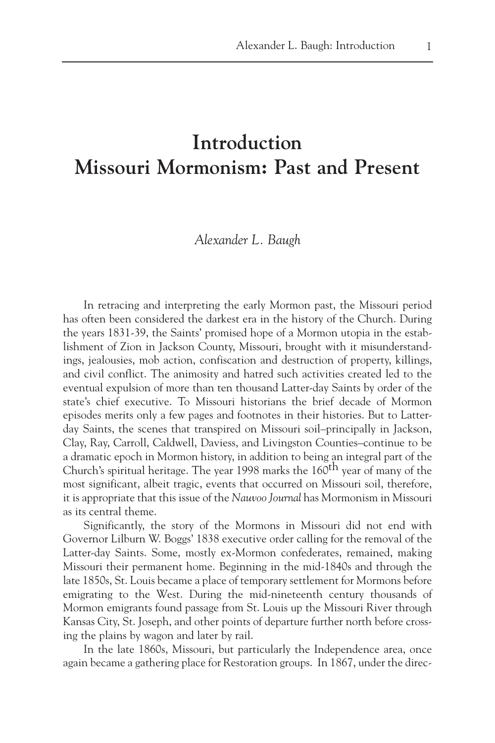# Introduction
# Missouri Mormonism: Past and Present

*Alexander L. Baugh*

In retracing and interpreting the early Mormon past, the Missouri period has often been considered the darkest era in the history of the Church. During the years 1831-39, the Saints' promised hope of a Mormon utopia in the establishment of Zion in Jackson County, Missouri, brought with it misunderstandings, jealousies, mob action, confiscation and destruction of property, killings, and civil conflict. The animosity and hatred such activities created led to the eventual expulsion of more than ten thousand Latter-day Saints by order of the state's chief executive. To Missouri historians the brief decade of Mormon episodes merits only a few pages and footnotes in their histories. But to Latter-day Saints, the scenes that transpired on Missouri soil–principally in Jackson, Clay, Ray, Carroll, Caldwell, Daviess, and Livingston Counties–continue to be a dramatic epoch in Mormon history, in addition to being an integral part of the Church's spiritual heritage. The year 1998 marks the 160th year of many of the most significant, albeit tragic, events that occurred on Missouri soil, therefore, it is appropriate that this issue of the *Nauvoo Journal* has Mormonism in Missouri as its central theme.

Significantly, the story of the Mormons in Missouri did not end with Governor Lilburn W. Boggs' 1838 executive order calling for the removal of the Latter-day Saints. Some, mostly ex-Mormon confederates, remained, making Missouri their permanent home. Beginning in the mid-1840s and through the late 1850s, St. Louis became a place of temporary settlement for Mormons before emigrating to the West. During the mid-nineteenth century thousands of Mormon emigrants found passage from St. Louis up the Missouri River through Kansas City, St. Joseph, and other points of departure further north before crossing the plains by wagon and later by rail.

In the late 1860s, Missouri, but particularly the Independence area, once again became a gathering place for Restoration groups. In 1867, under the direc-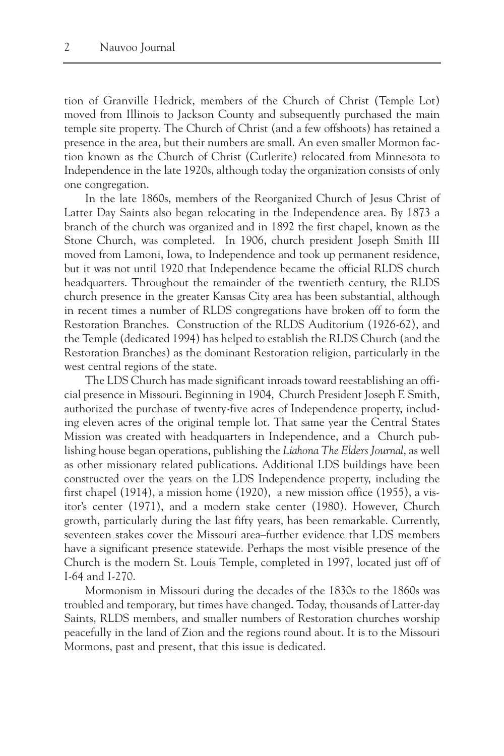tion of Granville Hedrick, members of the Church of Christ (Temple Lot) moved from Illinois to Jackson County and subsequently purchased the main temple site property. The Church of Christ (and a few offshoots) has retained a presence in the area, but their numbers are small. An even smaller Mormon faction known as the Church of Christ (Cutlerite) relocated from Minnesota to Independence in the late 1920s, although today the organization consists of only one congregation.

In the late 1860s, members of the Reorganized Church of Jesus Christ of Latter Day Saints also began relocating in the Independence area. By 1873 a branch of the church was organized and in 1892 the first chapel, known as the Stone Church, was completed. In 1906, church president Joseph Smith III moved from Lamoni, Iowa, to Independence and took up permanent residence, but it was not until 1920 that Independence became the official RLDS church headquarters. Throughout the remainder of the twentieth century, the RLDS church presence in the greater Kansas City area has been substantial, although in recent times a number of RLDS congregations have broken off to form the Restoration Branches. Construction of the RLDS Auditorium (1926-62), and the Temple (dedicated 1994) has helped to establish the RLDS Church (and the Restoration Branches) as the dominant Restoration religion, particularly in the west central regions of the state.

The LDS Church has made significant inroads toward reestablishing an official presence in Missouri. Beginning in 1904, Church President Joseph F. Smith, authorized the purchase of twenty-five acres of Independence property, including eleven acres of the original temple lot. That same year the Central States Mission was created with headquarters in Independence, and a Church publishing house began operations, publishing the *Liahona The Elders Journal*, as well as other missionary related publications. Additional LDS buildings have been constructed over the years on the LDS Independence property, including the first chapel (1914), a mission home (1920), a new mission office (1955), a visitor's center (1971), and a modern stake center (1980). However, Church growth, particularly during the last fifty years, has been remarkable. Currently, seventeen stakes cover the Missouri area–further evidence that LDS members have a significant presence statewide. Perhaps the most visible presence of the Church is the modern St. Louis Temple, completed in 1997, located just off of I-64 and I-270.

Mormonism in Missouri during the decades of the 1830s to the 1860s was troubled and temporary, but times have changed. Today, thousands of Latter-day Saints, RLDS members, and smaller numbers of Restoration churches worship peacefully in the land of Zion and the regions round about. It is to the Missouri Mormons, past and present, that this issue is dedicated.